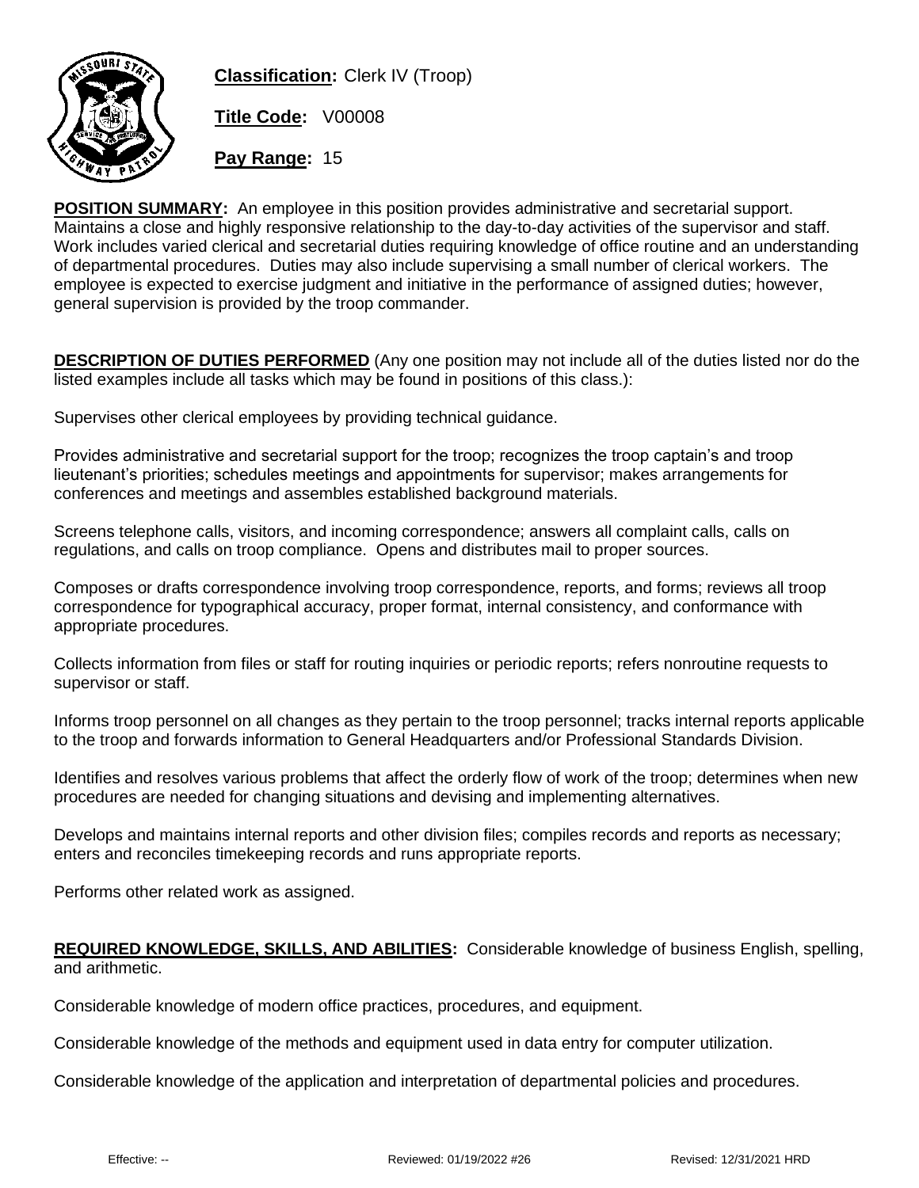**Classification:** Clerk IV (Troop)

**Title Code:** V00008

**Pay Range:** 15

**POSITION SUMMARY:** An employee in this position provides administrative and secretarial support. Maintains a close and highly responsive relationship to the day-to-day activities of the supervisor and staff. Work includes varied clerical and secretarial duties requiring knowledge of office routine and an understanding of departmental procedures. Duties may also include supervising a small number of clerical workers. The employee is expected to exercise judgment and initiative in the performance of assigned duties; however, general supervision is provided by the troop commander.

**DESCRIPTION OF DUTIES PERFORMED** (Any one position may not include all of the duties listed nor do the listed examples include all tasks which may be found in positions of this class.):

Supervises other clerical employees by providing technical guidance.

Provides administrative and secretarial support for the troop; recognizes the troop captain's and troop lieutenant's priorities; schedules meetings and appointments for supervisor; makes arrangements for conferences and meetings and assembles established background materials.

Screens telephone calls, visitors, and incoming correspondence; answers all complaint calls, calls on regulations, and calls on troop compliance. Opens and distributes mail to proper sources.

Composes or drafts correspondence involving troop correspondence, reports, and forms; reviews all troop correspondence for typographical accuracy, proper format, internal consistency, and conformance with appropriate procedures.

Collects information from files or staff for routing inquiries or periodic reports; refers nonroutine requests to supervisor or staff.

Informs troop personnel on all changes as they pertain to the troop personnel; tracks internal reports applicable to the troop and forwards information to General Headquarters and/or Professional Standards Division.

Identifies and resolves various problems that affect the orderly flow of work of the troop; determines when new procedures are needed for changing situations and devising and implementing alternatives.

Develops and maintains internal reports and other division files; compiles records and reports as necessary; enters and reconciles timekeeping records and runs appropriate reports.

Performs other related work as assigned.

**REQUIRED KNOWLEDGE, SKILLS, AND ABILITIES:** Considerable knowledge of business English, spelling, and arithmetic.

Considerable knowledge of modern office practices, procedures, and equipment.

Considerable knowledge of the methods and equipment used in data entry for computer utilization.

Considerable knowledge of the application and interpretation of departmental policies and procedures.

Effective: -- Reviewed: 01/19/2022 #26 Revised: 12/31/2021 HRD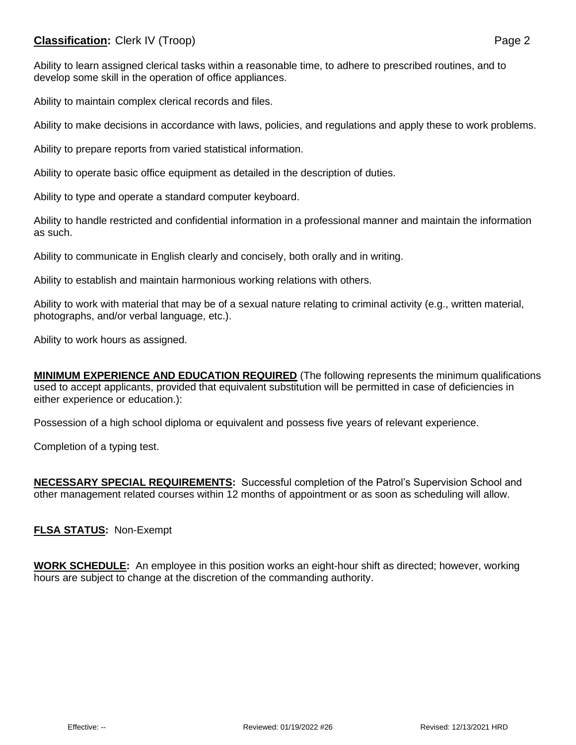Ability to learn assigned clerical tasks within a reasonable time, to adhere to prescribed routines, and to develop some skill in the operation of office appliances.

Ability to maintain complex clerical records and files.

Ability to make decisions in accordance with laws, policies, and regulations and apply these to work problems.

Ability to prepare reports from varied statistical information.

Ability to operate basic office equipment as detailed in the description of duties.

Ability to type and operate a standard computer keyboard.

Ability to handle restricted and confidential information in a professional manner and maintain the information as such.

Ability to communicate in English clearly and concisely, both orally and in writing.

Ability to establish and maintain harmonious working relations with others.

Ability to work with material that may be of a sexual nature relating to criminal activity (e.g., written material, photographs, and/or verbal language, etc.).

Ability to work hours as assigned.

**MINIMUM EXPERIENCE AND EDUCATION REQUIRED** (The following represents the minimum qualifications used to accept applicants, provided that equivalent substitution will be permitted in case of deficiencies in either experience or education.):

Possession of a high school diploma or equivalent and possess five years of relevant experience.

Completion of a typing test.

**NECESSARY SPECIAL REQUIREMENTS:** Successful completion of the Patrol's Supervision School and other management related courses within 12 months of appointment or as soon as scheduling will allow.

**FLSA STATUS:** Non-Exempt

**WORK SCHEDULE:** An employee in this position works an eight-hour shift as directed; however, working hours are subject to change at the discretion of the commanding authority.